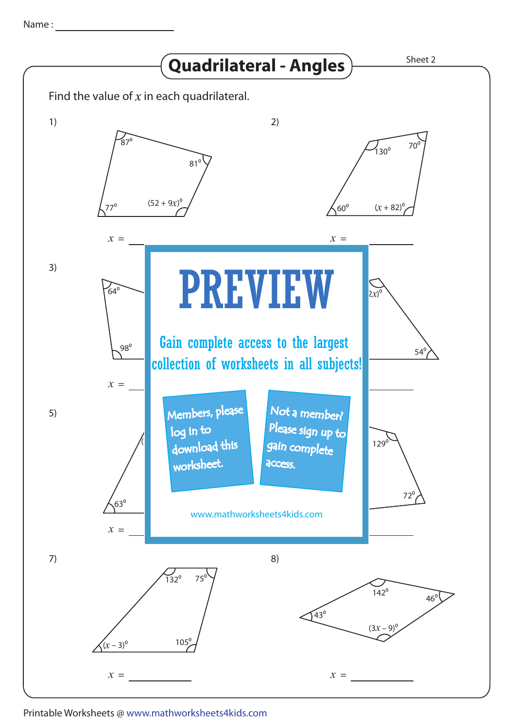Name : ____________________

# Quadrilateral - Angles

Sheet 2

Find the value of $x$ in each quadrilateral.

1) $87^0$, $81^0$, $77^0$, $(52 + 9x)^0$

$x$ = ______

2) $130^0$, $70^0$, $60^0$, $(x + 82)^0$

$x$ = ______

3) $64^0$, $98^0$

$x$ = ______

4) $2x)^0$, $54^0$

$x$ = ______

5) $63^0$

$x$ = ______

6) $129^0$, $72^0$

$x$ = ______

**PREVIEW**

Gain complete access to the largest collection of worksheets in all subjects!

Members, please log in to download this worksheet.

Not a member? Please sign up to gain complete access.

www.mathworksheets4kids.com

7) $132^0$, $75^0$, $(x - 3)^0$, $105^0$

$x$ = ______

8) $142^0$, $46^0$, $43^0$, $(3x - 9)^0$

$x$ = ______

Printable Worksheets @ www.mathworksheets4kids.com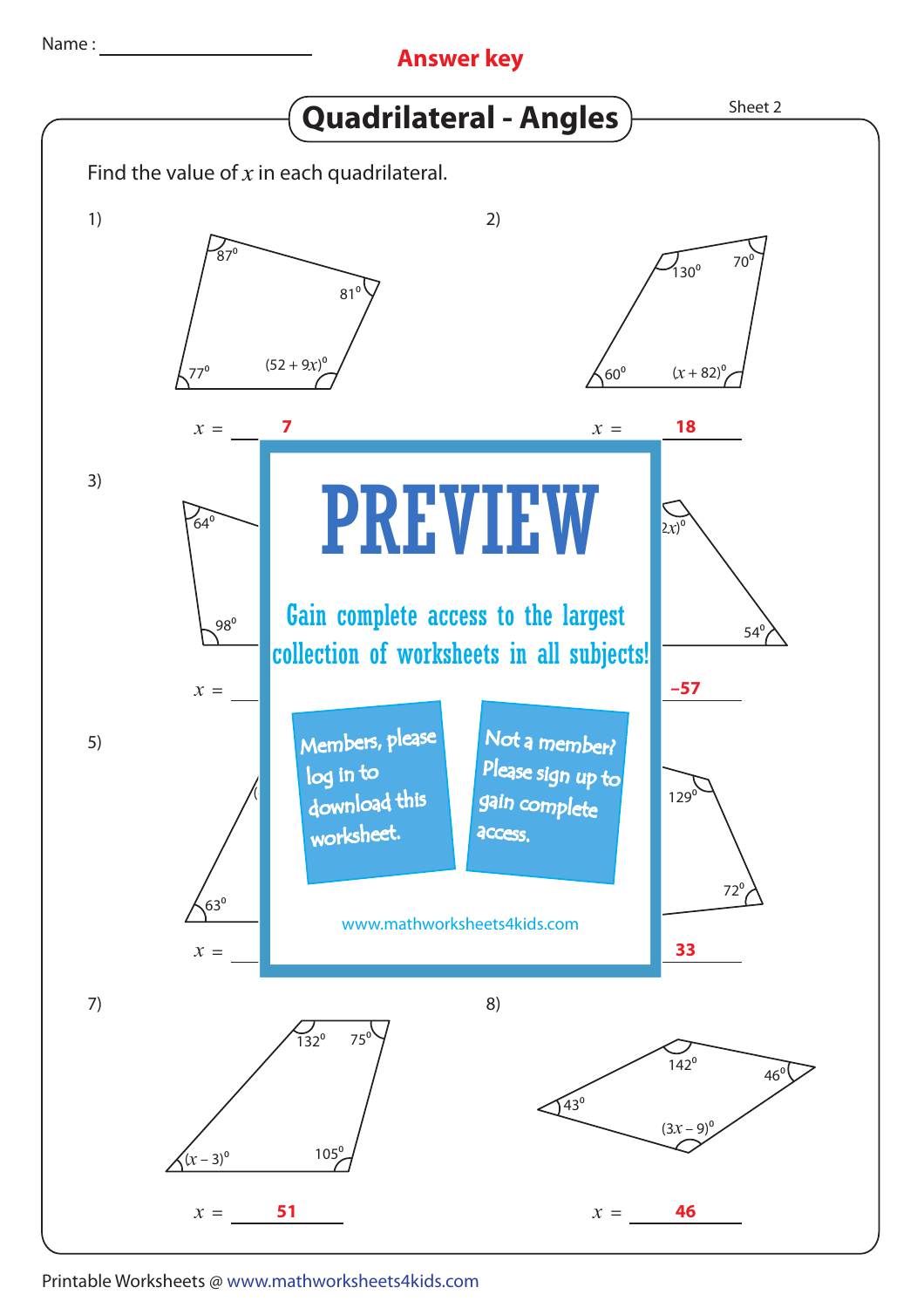Name : ____________________

**Answer key**

# Quadrilateral - Angles

Sheet 2

Find the value of $x$ in each quadrilateral.

1)

$87^0$

$81^0$

$77^0$

$(52 + 9x)^0$

$x$ = **7**

2)

$130^0$

$70^0$

$60^0$

$(x + 82)^0$

$x$ = **18**

3)

$64^0$

$98^0$

$x$ =

4)

$2x)^0$

$54^0$

**–57**

5)

$63^0$

$x$ =

6)

$129^0$

$72^0$

**33**

PREVIEW

Gain complete access to the largest collection of worksheets in all subjects!

Members, please log in to download this worksheet.

Not a member? Please sign up to gain complete access.

www.mathworksheets4kids.com

7)

$132^0$

$75^0$

$(x – 3)^0$

$105^0$

$x$ = **51**

8)

$142^0$

$46^0$

$43^0$

$(3x – 9)^0$

$x$ = **46**

Printable Worksheets @ www.mathworksheets4kids.com